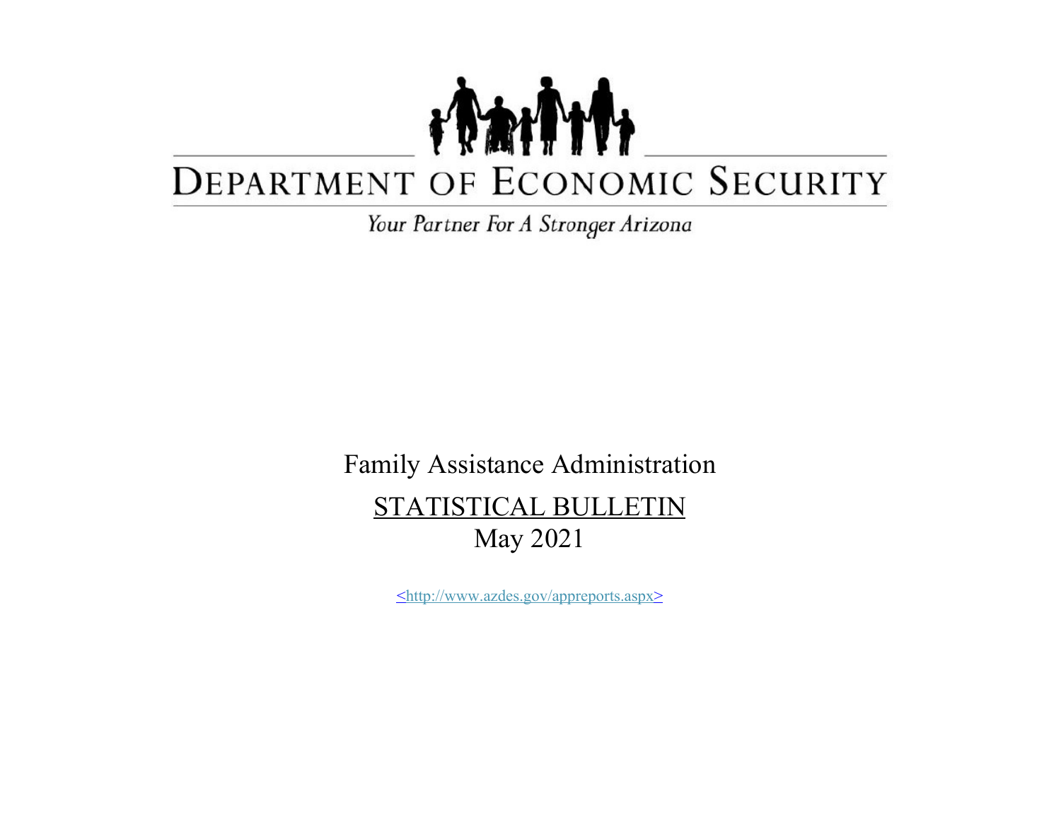# DEPARTMENT OF ECONOMIC SECURITY

*Your Partner For A Stronger Arizona*

Family Assistance Administration

STATISTICAL BULLETIN

May 2021

<http://www.azdes.gov/appreports.aspx>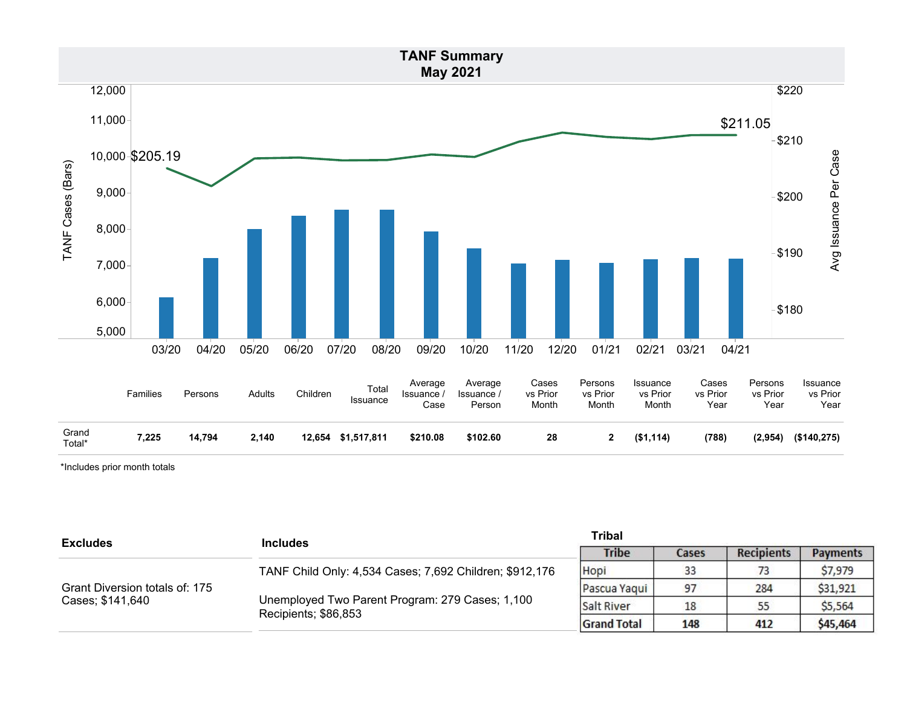# TANF Summary
## May 2021

TANF Cases (Bars) / Avg Issuance Per Case

$205.19 (03/20) … $211.05 (04/21)

03/20 04/20 05/20 06/20 07/20 08/20 09/20 10/20 11/20 12/20 01/21 02/21 03/21 04/21

| | Families | Persons | Adults | Children | Total Issuance | Average Issuance / Case | Average Issuance / Person | Cases vs Prior Month | Persons vs Prior Month | Issuance vs Prior Month | Cases vs Prior Year | Persons vs Prior Year | Issuance vs Prior Year |
|---|---|---|---|---|---|---|---|---|---|---|---|---|---|
| Grand Total* | **7,225** | **14,794** | **2,140** | **12,654** | **$1,517,811** | **$210.08** | **$102.60** | **28** | **2** | **($1,114)** | **(788)** | **(2,954)** | **($140,275)** |

*Includes prior month totals

| Excludes | Includes |
|---|---|
| Grant Diversion totals of: 175 Cases; $141,640 | TANF Child Only: 4,534 Cases; 7,692 Children; $912,176<br><br>Unemployed Two Parent Program: 279 Cases; 1,100 Recipients; $86,853 |

**Tribal**

| Tribe | Cases | Recipients | Payments |
|---|---|---|---|
| Hopi | 33 | 73 | $7,979 |
| Pascua Yaqui | 97 | 284 | $31,921 |
| Salt River | 18 | 55 | $5,564 |
| **Grand Total** | **148** | **412** | **$45,464** |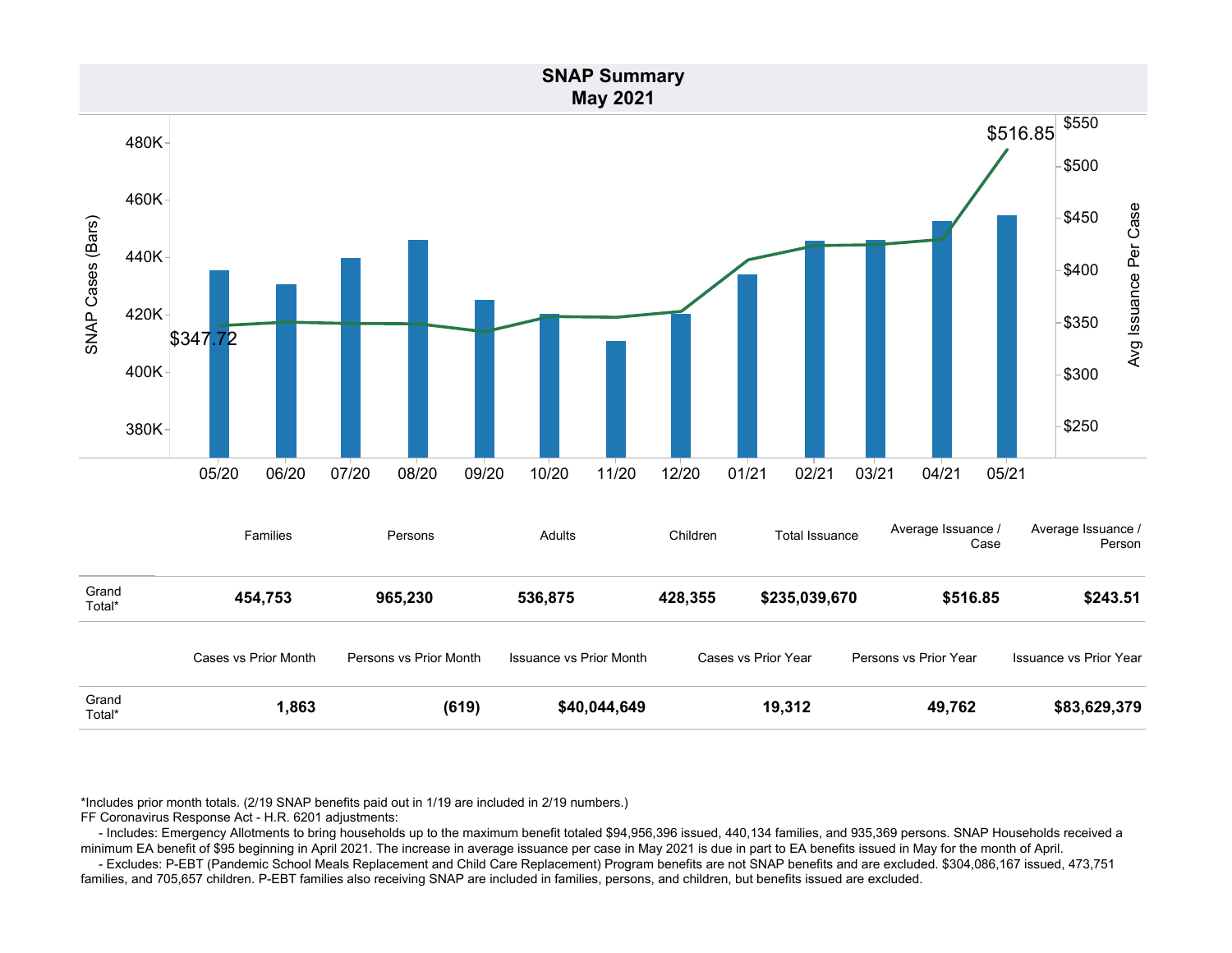# SNAP Summary
## May 2021

| | Families | Persons | Adults | Children | Total Issuance | Average Issuance / Case | Average Issuance / Person |
|---|---|---|---|---|---|---|---|
| Grand Total* | **454,753** | **965,230** | **536,875** | **428,355** | **$235,039,670** | **$516.85** | **$243.51** |

| | Cases vs Prior Month | Persons vs Prior Month | Issuance vs Prior Month | Cases vs Prior Year | Persons vs Prior Year | Issuance vs Prior Year |
|---|---|---|---|---|---|---|
| Grand Total* | **1,863** | **(619)** | **$40,044,649** | **19,312** | **49,762** | **$83,629,379** |

*Includes prior month totals. (2/19 SNAP benefits paid out in 1/19 are included in 2/19 numbers.)
FF Coronavirus Response Act - H.R. 6201 adjustments:
- Includes: Emergency Allotments to bring households up to the maximum benefit totaled $94,956,396 issued, 440,134 families, and 935,369 persons. SNAP Households received a minimum EA benefit of $95 beginning in April 2021. The increase in average issuance per case in May 2021 is due in part to EA benefits issued in May for the month of April.
- Excludes: P-EBT (Pandemic School Meals Replacement and Child Care Replacement) Program benefits are not SNAP benefits and are excluded. $304,086,167 issued, 473,751 families, and 705,657 children. P-EBT families also receiving SNAP are included in families, persons, and children, but benefits issued are excluded.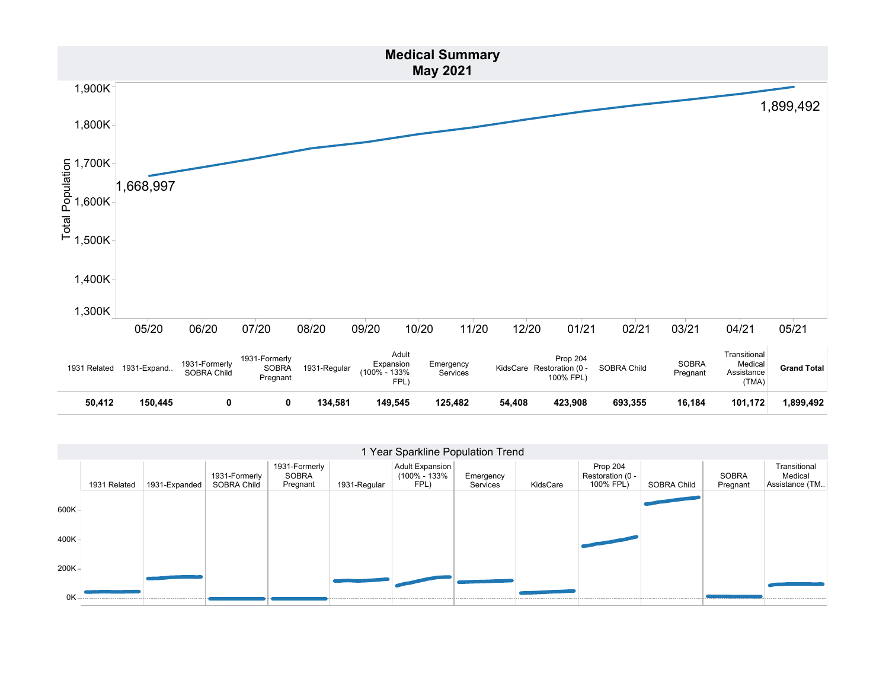# Medical Summary
## May 2021

Total Population

| | 05/20 | 06/20 | 07/20 | 08/20 | 09/20 | 10/20 | 11/20 | 12/20 | 01/21 | 02/21 | 03/21 | 04/21 | 05/21 |
|---|---|---|---|---|---|---|---|---|---|---|---|---|---|
| Total Population | 1,668,997 | | | | | | | | | | | | 1,899,492 |

| 1931 Related | 1931-Expand.. | 1931-Formerly SOBRA Child | 1931-Formerly SOBRA Pregnant | 1931-Regular | Adult Expansion (100% - 133% FPL) | Emergency Services | KidsCare | Prop 204 Restoration (0 - 100% FPL) | SOBRA Child | SOBRA Pregnant | Transitional Medical Assistance (TMA) | **Grand Total** |
|---|---|---|---|---|---|---|---|---|---|---|---|---|
| **50,412** | **150,445** | **0** | **0** | **134,581** | **149,545** | **125,482** | **54,408** | **423,908** | **693,355** | **16,184** | **101,172** | **1,899,492** |

## 1 Year Sparkline Population Trend

Categories: 1931 Related | 1931-Expanded | 1931-Formerly SOBRA Child | 1931-Formerly SOBRA Pregnant | 1931-Regular | Adult Expansion (100% - 133% FPL) | Emergency Services | KidsCare | Prop 204 Restoration (0 - 100% FPL) | SOBRA Child | SOBRA Pregnant | Transitional Medical Assistance (TM..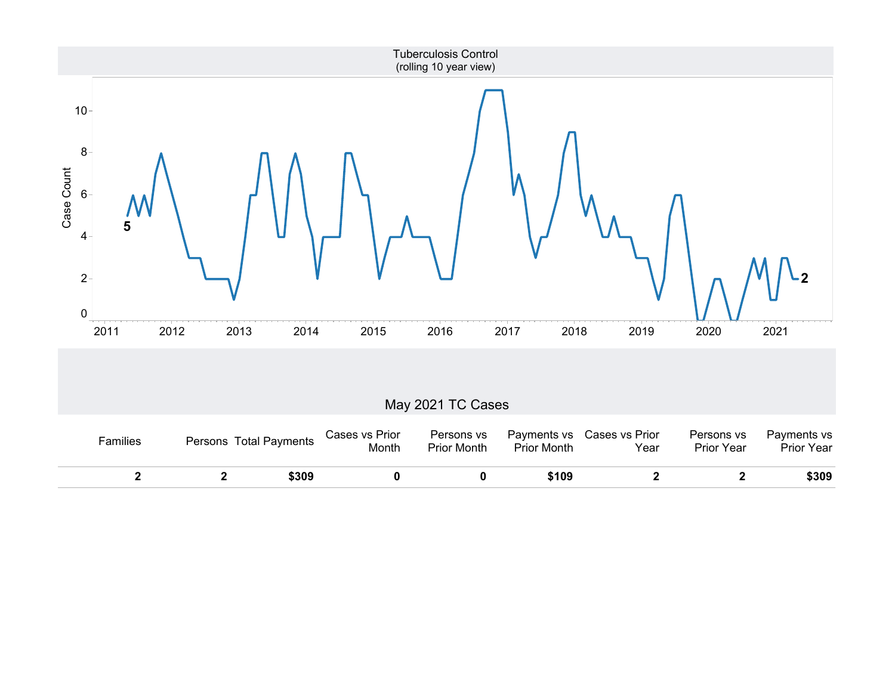Tuberculosis Control
(rolling 10 year view)

## May 2021 TC Cases

| Families | Persons | Total Payments | Cases vs Prior Month | Persons vs Prior Month | Payments vs Prior Month | Cases vs Prior Year | Persons vs Prior Year | Payments vs Prior Year |
|---|---|---|---|---|---|---|---|---|
| **2** | **2** | **$309** | **0** | **0** | **$109** | **2** | **2** | **$309** |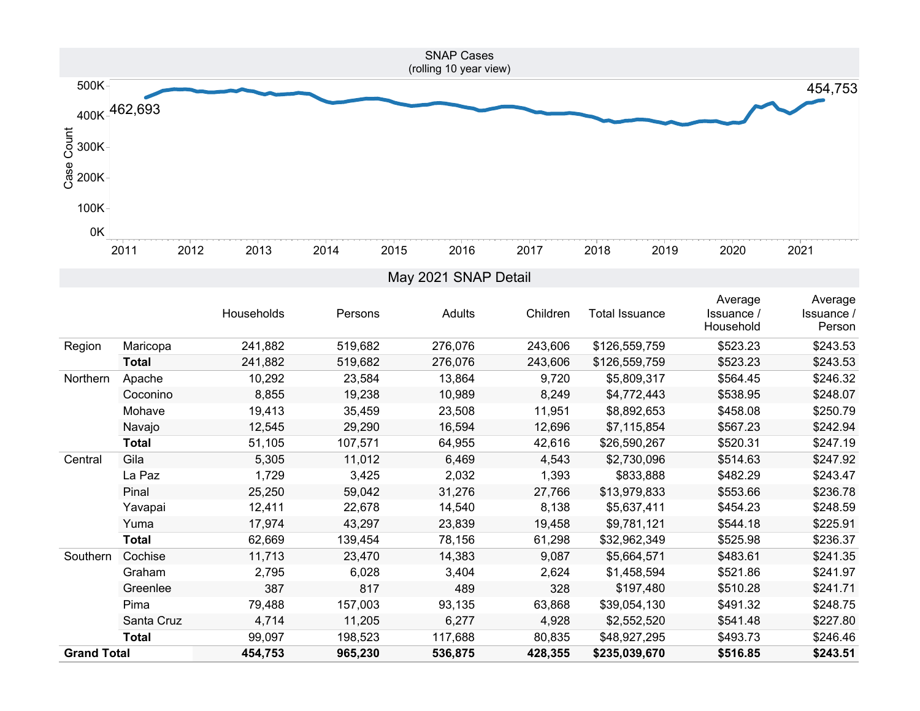## SNAP Cases
(rolling 10 year view)

Case Count: 462,693 (2011) — 454,753 (2021)

## May 2021 SNAP Detail

| | | Households | Persons | Adults | Children | Total Issuance | Average Issuance / Household | Average Issuance / Person |
|---|---|---|---|---|---|---|---|---|
| Region | Maricopa | 241,882 | 519,682 | 276,076 | 243,606 | $126,559,759 | $523.23 | $243.53 |
| | **Total** | 241,882 | 519,682 | 276,076 | 243,606 | $126,559,759 | $523.23 | $243.53 |
| Northern | Apache | 10,292 | 23,584 | 13,864 | 9,720 | $5,809,317 | $564.45 | $246.32 |
| | Coconino | 8,855 | 19,238 | 10,989 | 8,249 | $4,772,443 | $538.95 | $248.07 |
| | Mohave | 19,413 | 35,459 | 23,508 | 11,951 | $8,892,653 | $458.08 | $250.79 |
| | Navajo | 12,545 | 29,290 | 16,594 | 12,696 | $7,115,854 | $567.23 | $242.94 |
| | **Total** | 51,105 | 107,571 | 64,955 | 42,616 | $26,590,267 | $520.31 | $247.19 |
| Central | Gila | 5,305 | 11,012 | 6,469 | 4,543 | $2,730,096 | $514.63 | $247.92 |
| | La Paz | 1,729 | 3,425 | 2,032 | 1,393 | $833,888 | $482.29 | $243.47 |
| | Pinal | 25,250 | 59,042 | 31,276 | 27,766 | $13,979,833 | $553.66 | $236.78 |
| | Yavapai | 12,411 | 22,678 | 14,540 | 8,138 | $5,637,411 | $454.23 | $248.59 |
| | Yuma | 17,974 | 43,297 | 23,839 | 19,458 | $9,781,121 | $544.18 | $225.91 |
| | **Total** | 62,669 | 139,454 | 78,156 | 61,298 | $32,962,349 | $525.98 | $236.37 |
| Southern | Cochise | 11,713 | 23,470 | 14,383 | 9,087 | $5,664,571 | $483.61 | $241.35 |
| | Graham | 2,795 | 6,028 | 3,404 | 2,624 | $1,458,594 | $521.86 | $241.97 |
| | Greenlee | 387 | 817 | 489 | 328 | $197,480 | $510.28 | $241.71 |
| | Pima | 79,488 | 157,003 | 93,135 | 63,868 | $39,054,130 | $491.32 | $248.75 |
| | Santa Cruz | 4,714 | 11,205 | 6,277 | 4,928 | $2,552,520 | $541.48 | $227.80 |
| | **Total** | 99,097 | 198,523 | 117,688 | 80,835 | $48,927,295 | $493.73 | $246.46 |
| **Grand Total** | | **454,753** | **965,230** | **536,875** | **428,355** | **$235,039,670** | **$516.85** | **$243.51** |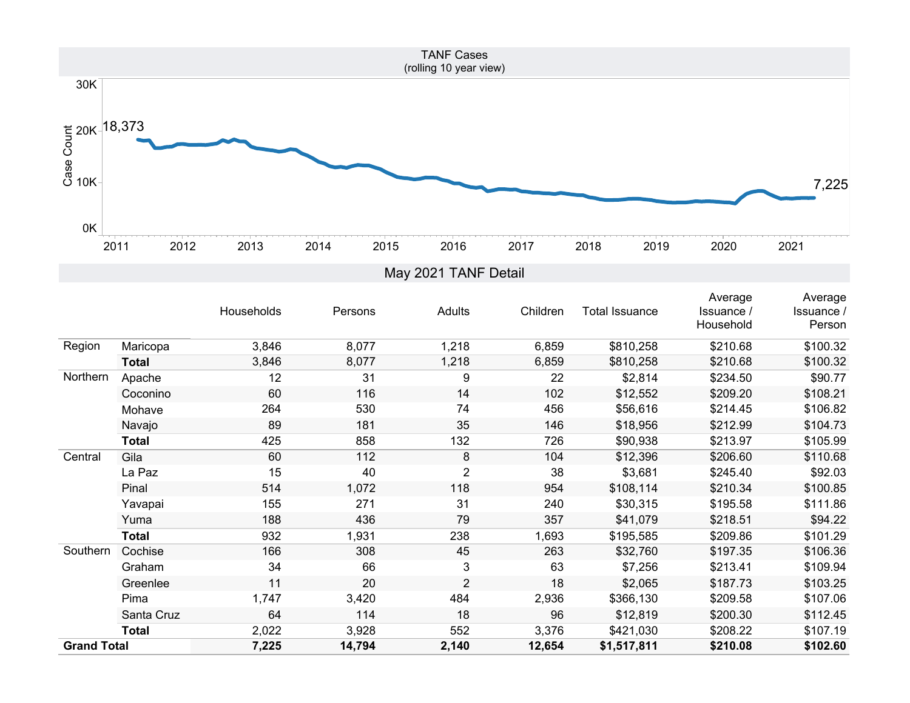## TANF Cases
(rolling 10 year view)

Case Count: 18,373 (2011) to 7,225 (2021)

## May 2021 TANF Detail

| | | Households | Persons | Adults | Children | Total Issuance | Average Issuance / Household | Average Issuance / Person |
|---|---|---|---|---|---|---|---|---|
| Region | Maricopa | 3,846 | 8,077 | 1,218 | 6,859 | $810,258 | $210.68 | $100.32 |
| | **Total** | 3,846 | 8,077 | 1,218 | 6,859 | $810,258 | $210.68 | $100.32 |
| Northern | Apache | 12 | 31 | 9 | 22 | $2,814 | $234.50 | $90.77 |
| | Coconino | 60 | 116 | 14 | 102 | $12,552 | $209.20 | $108.21 |
| | Mohave | 264 | 530 | 74 | 456 | $56,616 | $214.45 | $106.82 |
| | Navajo | 89 | 181 | 35 | 146 | $18,956 | $212.99 | $104.73 |
| | **Total** | 425 | 858 | 132 | 726 | $90,938 | $213.97 | $105.99 |
| Central | Gila | 60 | 112 | 8 | 104 | $12,396 | $206.60 | $110.68 |
| | La Paz | 15 | 40 | 2 | 38 | $3,681 | $245.40 | $92.03 |
| | Pinal | 514 | 1,072 | 118 | 954 | $108,114 | $210.34 | $100.85 |
| | Yavapai | 155 | 271 | 31 | 240 | $30,315 | $195.58 | $111.86 |
| | Yuma | 188 | 436 | 79 | 357 | $41,079 | $218.51 | $94.22 |
| | **Total** | 932 | 1,931 | 238 | 1,693 | $195,585 | $209.86 | $101.29 |
| Southern | Cochise | 166 | 308 | 45 | 263 | $32,760 | $197.35 | $106.36 |
| | Graham | 34 | 66 | 3 | 63 | $7,256 | $213.41 | $109.94 |
| | Greenlee | 11 | 20 | 2 | 18 | $2,065 | $187.73 | $103.25 |
| | Pima | 1,747 | 3,420 | 484 | 2,936 | $366,130 | $209.58 | $107.06 |
| | Santa Cruz | 64 | 114 | 18 | 96 | $12,819 | $200.30 | $112.45 |
| | **Total** | 2,022 | 3,928 | 552 | 3,376 | $421,030 | $208.22 | $107.19 |
| **Grand Total** | | **7,225** | **14,794** | **2,140** | **12,654** | **$1,517,811** | **$210.08** | **$102.60** |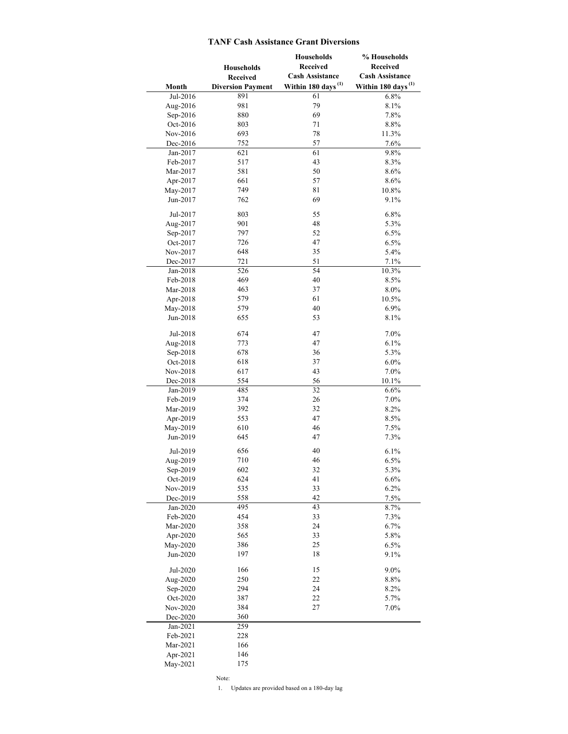# TANF Cash Assistance Grant Diversions

| Month | Households Received Diversion Payment | Households Received Cash Assistance Within 180 days [(1)] | % Households Received Cash Assistance Within 180 days [(1)] |
|---|---|---|---|
| Jul-2016 | 891 | 61 | 6.8% |
| Aug-2016 | 981 | 79 | 8.1% |
| Sep-2016 | 880 | 69 | 7.8% |
| Oct-2016 | 803 | 71 | 8.8% |
| Nov-2016 | 693 | 78 | 11.3% |
| Dec-2016 | 752 | 57 | 7.6% |
| Jan-2017 | 621 | 61 | 9.8% |
| Feb-2017 | 517 | 43 | 8.3% |
| Mar-2017 | 581 | 50 | 8.6% |
| Apr-2017 | 661 | 57 | 8.6% |
| May-2017 | 749 | 81 | 10.8% |
| Jun-2017 | 762 | 69 | 9.1% |
| Jul-2017 | 803 | 55 | 6.8% |
| Aug-2017 | 901 | 48 | 5.3% |
| Sep-2017 | 797 | 52 | 6.5% |
| Oct-2017 | 726 | 47 | 6.5% |
| Nov-2017 | 648 | 35 | 5.4% |
| Dec-2017 | 721 | 51 | 7.1% |
| Jan-2018 | 526 | 54 | 10.3% |
| Feb-2018 | 469 | 40 | 8.5% |
| Mar-2018 | 463 | 37 | 8.0% |
| Apr-2018 | 579 | 61 | 10.5% |
| May-2018 | 579 | 40 | 6.9% |
| Jun-2018 | 655 | 53 | 8.1% |
| Jul-2018 | 674 | 47 | 7.0% |
| Aug-2018 | 773 | 47 | 6.1% |
| Sep-2018 | 678 | 36 | 5.3% |
| Oct-2018 | 618 | 37 | 6.0% |
| Nov-2018 | 617 | 43 | 7.0% |
| Dec-2018 | 554 | 56 | 10.1% |
| Jan-2019 | 485 | 32 | 6.6% |
| Feb-2019 | 374 | 26 | 7.0% |
| Mar-2019 | 392 | 32 | 8.2% |
| Apr-2019 | 553 | 47 | 8.5% |
| May-2019 | 610 | 46 | 7.5% |
| Jun-2019 | 645 | 47 | 7.3% |
| Jul-2019 | 656 | 40 | 6.1% |
| Aug-2019 | 710 | 46 | 6.5% |
| Sep-2019 | 602 | 32 | 5.3% |
| Oct-2019 | 624 | 41 | 6.6% |
| Nov-2019 | 535 | 33 | 6.2% |
| Dec-2019 | 558 | 42 | 7.5% |
| Jan-2020 | 495 | 43 | 8.7% |
| Feb-2020 | 454 | 33 | 7.3% |
| Mar-2020 | 358 | 24 | 6.7% |
| Apr-2020 | 565 | 33 | 5.8% |
| May-2020 | 386 | 25 | 6.5% |
| Jun-2020 | 197 | 18 | 9.1% |
| Jul-2020 | 166 | 15 | 9.0% |
| Aug-2020 | 250 | 22 | 8.8% |
| Sep-2020 | 294 | 24 | 8.2% |
| Oct-2020 | 387 | 22 | 5.7% |
| Nov-2020 | 384 | 27 | 7.0% |
| Dec-2020 | 360 | | |
| Jan-2021 | 259 | | |
| Feb-2021 | 228 | | |
| Mar-2021 | 166 | | |
| Apr-2021 | 146 | | |
| May-2021 | 175 | | |

Note:

1. Updates are provided based on a 180-day lag